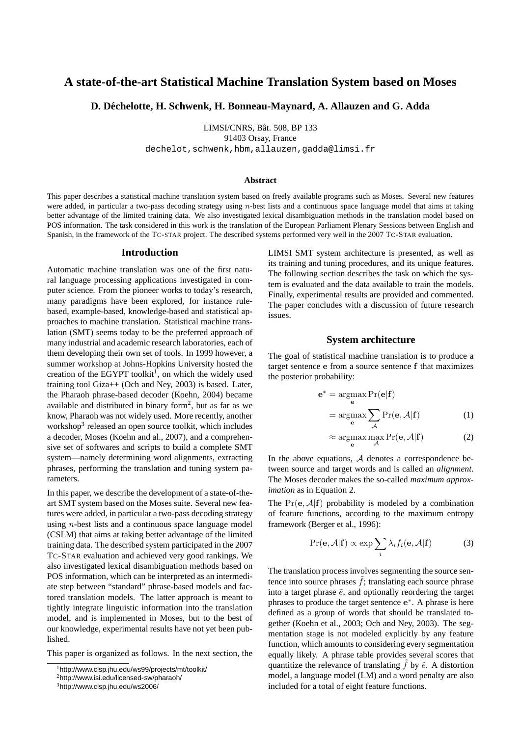# A state-of-the-art Statistical Machine Translation System based on Moses

**D. Déchelotte, H. Schwenk, H. Bonneau-Maynard, A. Allauzen and G. Adda**

LIMSI/CNRS, Bât. 508, BP 133
91403 Orsay, France
dechelot,schwenk,hbm,allauzen,gadda@limsi.fr

### Abstract

This paper describes a statistical machine translation system based on freely available programs such as Moses. Several new features were added, in particular a two-pass decoding strategy using $n$-best lists and a continuous space language model that aims at taking better advantage of the limited training data. We also investigated lexical disambiguation methods in the translation model based on POS information. The task considered in this work is the translation of the European Parliament Plenary Sessions between English and Spanish, in the framework of the TC-STAR project. The described systems performed very well in the 2007 TC-STAR evaluation.

## Introduction

Automatic machine translation was one of the first natural language processing applications investigated in computer science. From the pioneer works to today's research, many paradigms have been explored, for instance rule-based, example-based, knowledge-based and statistical approaches to machine translation. Statistical machine translation (SMT) seems today to be the preferred approach of many industrial and academic research laboratories, each of them developing their own set of tools. In 1999 however, a summer workshop at Johns-Hopkins University hosted the creation of the EGYPT toolkit[1], on which the widely used training tool Giza++ (Och and Ney, 2003) is based. Later, the Pharaoh phrase-based decoder (Koehn, 2004) became available and distributed in binary form[2], but as far as we know, Pharaoh was not widely used. More recently, another workshop[3] released an open source toolkit, which includes a decoder, Moses (Koehn and al., 2007), and a comprehensive set of softwares and scripts to build a complete SMT system—namely determining word alignments, extracting phrases, performing the translation and tuning system parameters.

In this paper, we describe the development of a state-of-the-art SMT system based on the Moses suite. Several new features were added, in particular a two-pass decoding strategy using $n$-best lists and a continuous space language model (CSLM) that aims at taking better advantage of the limited training data. The described system participated in the 2007 TC-STAR evaluation and achieved very good rankings. We also investigated lexical disambiguation methods based on POS information, which can be interpreted as an intermediate step between "standard" phrase-based models and factored translation models. The latter approach is meant to tightly integrate linguistic information into the translation model, and is implemented in Moses, but to the best of our knowledge, experimental results have not yet been published.

This paper is organized as follows. In the next section, the LIMSI SMT system architecture is presented, as well as its training and tuning procedures, and its unique features. The following section describes the task on which the system is evaluated and the data available to train the models. Finally, experimental results are provided and commented. The paper concludes with a discussion of future research issues.

[1] http://www.clsp.jhu.edu/ws99/projects/mt/toolkit/

[2] http://www.isi.edu/licensed-sw/pharaoh/

[3] http://www.clsp.jhu.edu/ws2006/

## System architecture

The goal of statistical machine translation is to produce a target sentence $\mathbf{e}$ from a source sentence $\mathbf{f}$ that maximizes the posterior probability:

$$\mathbf{e}^* = \operatorname*{argmax}_{\mathbf{e}} \Pr(\mathbf{e}|\mathbf{f})$$

$$= \operatorname*{argmax}_{\mathbf{e}} \sum_{\mathcal{A}} \Pr(\mathbf{e}, \mathcal{A}|\mathbf{f}) \quad (1)$$

$$\approx \operatorname*{argmax}_{\mathbf{e}} \max_{\mathcal{A}} \Pr(\mathbf{e}, \mathcal{A}|\mathbf{f}) \quad (2)$$

In the above equations, $\mathcal{A}$ denotes a correspondence between source and target words and is called an *alignment*. The Moses decoder makes the so-called *maximum approximation* as in Equation 2.

The $\Pr(\mathbf{e}, \mathcal{A}|\mathbf{f})$ probability is modeled by a combination of feature functions, according to the maximum entropy framework (Berger et al., 1996):

$$\Pr(\mathbf{e}, \mathcal{A}|\mathbf{f}) \propto \exp \sum_i \lambda_i f_i(\mathbf{e}, \mathcal{A}|\mathbf{f}) \quad (3)$$

The translation process involves segmenting the source sentence into source phrases $\tilde{f}$; translating each source phrase into a target phrase $\tilde{e}$, and optionally reordering the target phrases to produce the target sentence $\mathbf{e}^*$. A phrase is here defined as a group of words that should be translated together (Koehn et al., 2003; Och and Ney, 2003). The segmentation stage is not modeled explicitly by any feature function, which amounts to considering every segmentation equally likely. A phrase table provides several scores that quantitize the relevance of translating $\tilde{f}$ by $\tilde{e}$. A distortion model, a language model (LM) and a word penalty are also included for a total of eight feature functions.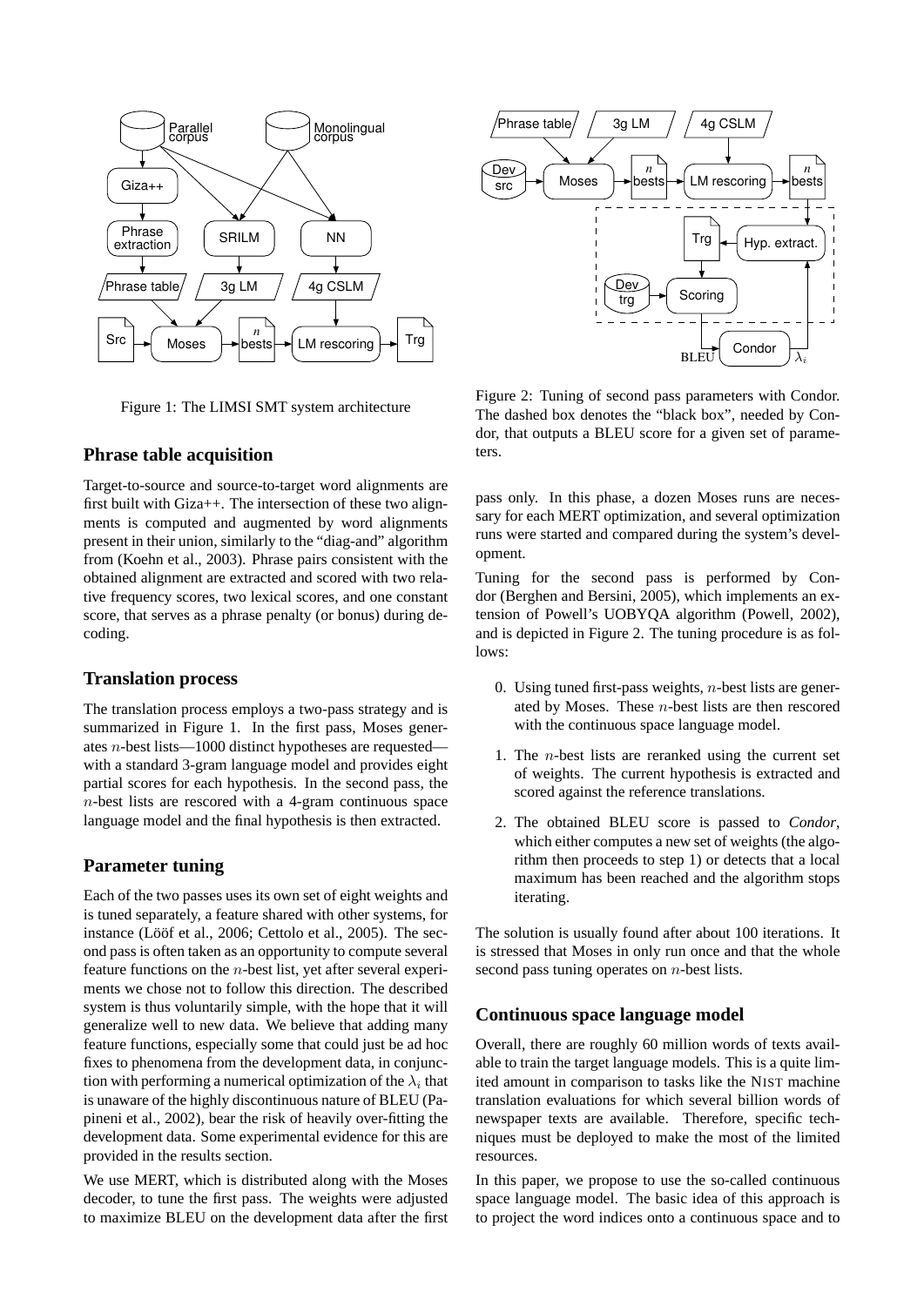Figure 1: The LIMSI SMT system architecture

### Phrase table acquisition

Target-to-source and source-to-target word alignments are first built with Giza++. The intersection of these two alignments is computed and augmented by word alignments present in their union, similarly to the "diag-and" algorithm from (Koehn et al., 2003). Phrase pairs consistent with the obtained alignment are extracted and scored with two relative frequency scores, two lexical scores, and one constant score, that serves as a phrase penalty (or bonus) during decoding.

### Translation process

The translation process employs a two-pass strategy and is summarized in Figure 1. In the first pass, Moses generates $n$-best lists—1000 distinct hypotheses are requested—with a standard 3-gram language model and provides eight partial scores for each hypothesis. In the second pass, the $n$-best lists are rescored with a 4-gram continuous space language model and the final hypothesis is then extracted.

### Parameter tuning

Each of the two passes uses its own set of eight weights and is tuned separately, a feature shared with other systems, for instance (Lööf et al., 2006; Cettolo et al., 2005). The second pass is often taken as an opportunity to compute several feature functions on the $n$-best list, yet after several experiments we chose not to follow this direction. The described system is thus voluntarily simple, with the hope that it will generalize well to new data. We believe that adding many feature functions, especially some that could just be ad hoc fixes to phenomena from the development data, in conjunction with performing a numerical optimization of the $\lambda_i$ that is unaware of the highly discontinuous nature of BLEU (Papineni et al., 2002), bear the risk of heavily over-fitting the development data. Some experimental evidence for this are provided in the results section.

We use MERT, which is distributed along with the Moses decoder, to tune the first pass. The weights were adjusted to maximize BLEU on the development data after the first pass only. In this phase, a dozen Moses runs are necessary for each MERT optimization, and several optimization runs were started and compared during the system's development.

Figure 2: Tuning of second pass parameters with Condor. The dashed box denotes the "black box", needed by Condor, that outputs a BLEU score for a given set of parameters.

Tuning for the second pass is performed by Condor (Berghen and Bersini, 2005), which implements an extension of Powell's UOBYQA algorithm (Powell, 2002), and is depicted in Figure 2. The tuning procedure is as follows:

0. Using tuned first-pass weights, $n$-best lists are generated by Moses. These $n$-best lists are then rescored with the continuous space language model.
1. The $n$-best lists are reranked using the current set of weights. The current hypothesis is extracted and scored against the reference translations.
2. The obtained BLEU score is passed to *Condor*, which either computes a new set of weights (the algorithm then proceeds to step 1) or detects that a local maximum has been reached and the algorithm stops iterating.

The solution is usually found after about 100 iterations. It is stressed that Moses in only run once and that the whole second pass tuning operates on $n$-best lists.

### Continuous space language model

Overall, there are roughly 60 million words of texts available to train the target language models. This is a quite limited amount in comparison to tasks like the NIST machine translation evaluations for which several billion words of newspaper texts are available. Therefore, specific techniques must be deployed to make the most of the limited resources.

In this paper, we propose to use the so-called continuous space language model. The basic idea of this approach is to project the word indices onto a continuous space and to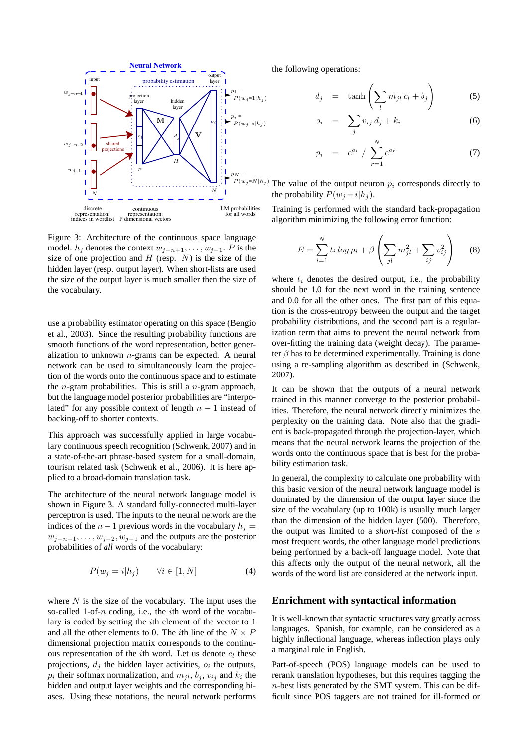Figure 3: Architecture of the continuous space language model. $h_j$ denotes the context $w_{j-n+1}, \ldots, w_{j-1}$. $P$ is the size of one projection and $H$ (resp. $N$) is the size of the hidden layer (resp. output layer). When short-lists are used the size of the output layer is much smaller then the size of the vocabulary.

use a probability estimator operating on this space (Bengio et al., 2003). Since the resulting probability functions are smooth functions of the word representation, better generalization to unknown $n$-grams can be expected. A neural network can be used to simultaneously learn the projection of the words onto the continuous space and to estimate the $n$-gram probabilities. This is still a $n$-gram approach, but the language model posterior probabilities are "interpolated" for any possible context of length $n-1$ instead of backing-off to shorter contexts.

This approach was successfully applied in large vocabulary continuous speech recognition (Schwenk, 2007) and in a state-of-the-art phrase-based system for a small-domain, tourism related task (Schwenk et al., 2006). It is here applied to a broad-domain translation task.

The architecture of the neural network language model is shown in Figure 3. A standard fully-connected multi-layer perceptron is used. The inputs to the neural network are the indices of the $n-1$ previous words in the vocabulary $h_j = w_{j-n+1}, \ldots, w_{j-2}, w_{j-1}$ and the outputs are the posterior probabilities of *all* words of the vocabulary:

$$P(w_j = i|h_j) \qquad \forall i \in [1, N] \tag{4}$$

where $N$ is the size of the vocabulary. The input uses the so-called 1-of-$n$ coding, i.e., the $i$th word of the vocabulary is coded by setting the $i$th element of the vector to 1 and all the other elements to 0. The $i$th line of the $N \times P$ dimensional projection matrix corresponds to the continuous representation of the $i$th word. Let us denote $c_l$ these projections, $d_j$ the hidden layer activities, $o_i$ the outputs, $p_i$ their softmax normalization, and $m_{jl}$, $b_j$, $v_{ij}$ and $k_i$ the hidden and output layer weights and the corresponding biases. Using these notations, the neural network performs the following operations:

$$d_j = \tanh\left(\sum_l m_{jl}\, c_l + b_j\right) \tag{5}$$

$$o_i = \sum_j v_{ij}\, d_j + k_i \tag{6}$$

$$p_i = e^{o_i} \,/\, \sum_{r=1}^{N} e^{o_r} \tag{7}$$

The value of the output neuron $p_i$ corresponds directly to the probability $P(w_j = i|h_j)$.

Training is performed with the standard back-propagation algorithm minimizing the following error function:

$$E = \sum_{i=1}^{N} t_i \log p_i + \beta \left(\sum_{jl} m_{jl}^2 + \sum_{ij} v_{ij}^2\right) \tag{8}$$

where $t_i$ denotes the desired output, i.e., the probability should be 1.0 for the next word in the training sentence and 0.0 for all the other ones. The first part of this equation is the cross-entropy between the output and the target probability distributions, and the second part is a regularization term that aims to prevent the neural network from over-fitting the training data (weight decay). The parameter $\beta$ has to be determined experimentally. Training is done using a re-sampling algorithm as described in (Schwenk, 2007).

It can be shown that the outputs of a neural network trained in this manner converge to the posterior probabilities. Therefore, the neural network directly minimizes the perplexity on the training data. Note also that the gradient is back-propagated through the projection-layer, which means that the neural network learns the projection of the words onto the continuous space that is best for the probability estimation task.

In general, the complexity to calculate one probability with this basic version of the neural network language model is dominated by the dimension of the output layer since the size of the vocabulary (up to 100k) is usually much larger than the dimension of the hidden layer (500). Therefore, the output was limited to a *short-list* composed of the $s$ most frequent words, the other language model predictions being performed by a back-off language model. Note that this affects only the output of the neural network, all the words of the word list are considered at the network input.

## Enrichment with syntactical information

It is well-known that syntactic structures vary greatly across languages. Spanish, for example, can be considered as a highly inflectional language, whereas inflection plays only a marginal role in English.

Part-of-speech (POS) language models can be used to rerank translation hypotheses, but this requires tagging the $n$-best lists generated by the SMT system. This can be difficult since POS taggers are not trained for ill-formed or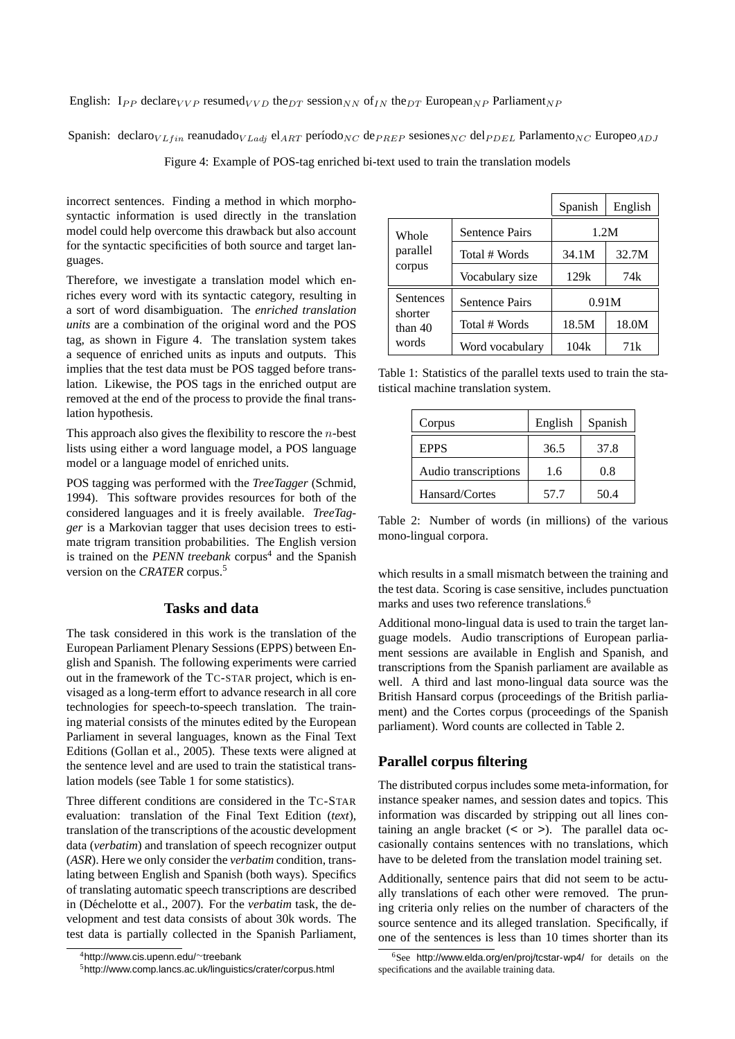English: $\text{I}_{PP}$ $\text{declare}_{VVP}$ $\text{resumed}_{VVD}$ $\text{the}_{DT}$ $\text{session}_{NN}$ $\text{of}_{IN}$ $\text{the}_{DT}$ $\text{European}_{NP}$ $\text{Parliament}_{NP}$

Spanish: $\text{declaro}_{VLfin}$ $\text{reanudado}_{VLadj}$ $\text{el}_{ART}$ $\text{período}_{NC}$ $\text{de}_{PREP}$ $\text{sesiones}_{NC}$ $\text{del}_{PDEL}$ $\text{Parlamento}_{NC}$ $\text{Europeo}_{ADJ}$

Figure 4: Example of POS-tag enriched bi-text used to train the translation models

incorrect sentences. Finding a method in which morpho-syntactic information is used directly in the translation model could help overcome this drawback but also account for the syntactic specificities of both source and target languages.

Therefore, we investigate a translation model which enriches every word with its syntactic category, resulting in a sort of word disambiguation. The *enriched translation units* are a combination of the original word and the POS tag, as shown in Figure 4. The translation system takes a sequence of enriched units as inputs and outputs. This implies that the test data must be POS tagged before translation. Likewise, the POS tags in the enriched output are removed at the end of the process to provide the final translation hypothesis.

This approach also gives the flexibility to rescore the $n$-best lists using either a word language model, a POS language model or a language model of enriched units.

POS tagging was performed with the *TreeTagger* (Schmid, 1994). This software provides resources for both of the considered languages and it is freely available. *TreeTagger* is a Markovian tagger that uses decision trees to estimate trigram transition probabilities. The English version is trained on the *PENN treebank* corpus[4] and the Spanish version on the *CRATER* corpus.[5]

## Tasks and data

The task considered in this work is the translation of the European Parliament Plenary Sessions (EPPS) between English and Spanish. The following experiments were carried out in the framework of the TC-STAR project, which is envisaged as a long-term effort to advance research in all core technologies for speech-to-speech translation. The training material consists of the minutes edited by the European Parliament in several languages, known as the Final Text Editions (Gollan et al., 2005). These texts were aligned at the sentence level and are used to train the statistical translation models (see Table 1 for some statistics).

Three different conditions are considered in the TC-STAR evaluation: translation of the Final Text Edition (*text*), translation of the transcriptions of the acoustic development data (*verbatim*) and translation of speech recognizer output (*ASR*). Here we only consider the *verbatim* condition, translating between English and Spanish (both ways). Specifics of translating automatic speech transcriptions are described in (Déchelotte et al., 2007). For the *verbatim* task, the development and test data consists of about 30k words. The test data is partially collected in the Spanish Parliament, which results in a small mismatch between the training and the test data. Scoring is case sensitive, includes punctuation marks and uses two reference translations.[6]

| | | Spanish | English |
|---|---|---|---|
| Whole parallel corpus | Sentence Pairs | 1.2M | |
| | Total # Words | 34.1M | 32.7M |
| | Vocabulary size | 129k | 74k |
| Sentences shorter than 40 words | Sentence Pairs | 0.91M | |
| | Total # Words | 18.5M | 18.0M |
| | Word vocabulary | 104k | 71k |

Table 1: Statistics of the parallel texts used to train the statistical machine translation system.

| Corpus | English | Spanish |
|---|---|---|
| EPPS | 36.5 | 37.8 |
| Audio transcriptions | 1.6 | 0.8 |
| Hansard/Cortes | 57.7 | 50.4 |

Table 2: Number of words (in millions) of the various mono-lingual corpora.

Additional mono-lingual data is used to train the target language models. Audio transcriptions of European parliament sessions are available in English and Spanish, and transcriptions from the Spanish parliament are available as well. A third and last mono-lingual data source was the British Hansard corpus (proceedings of the British parliament) and the Cortes corpus (proceedings of the Spanish parliament). Word counts are collected in Table 2.

## Parallel corpus filtering

The distributed corpus includes some meta-information, for instance speaker names, and session dates and topics. This information was discarded by stripping out all lines containing an angle bracket (< or >). The parallel data occasionally contains sentences with no translations, which have to be deleted from the translation model training set.

Additionally, sentence pairs that did not seem to be actually translations of each other were removed. The pruning criteria only relies on the number of characters of the source sentence and its alleged translation. Specifically, if one of the sentences is less than 10 times shorter than its

[4] http://www.cis.upenn.edu/~treebank

[5] http://www.comp.lancs.ac.uk/linguistics/crater/corpus.html

[6] See http://www.elda.org/en/proj/tcstar-wp4/ for details on the specifications and the available training data.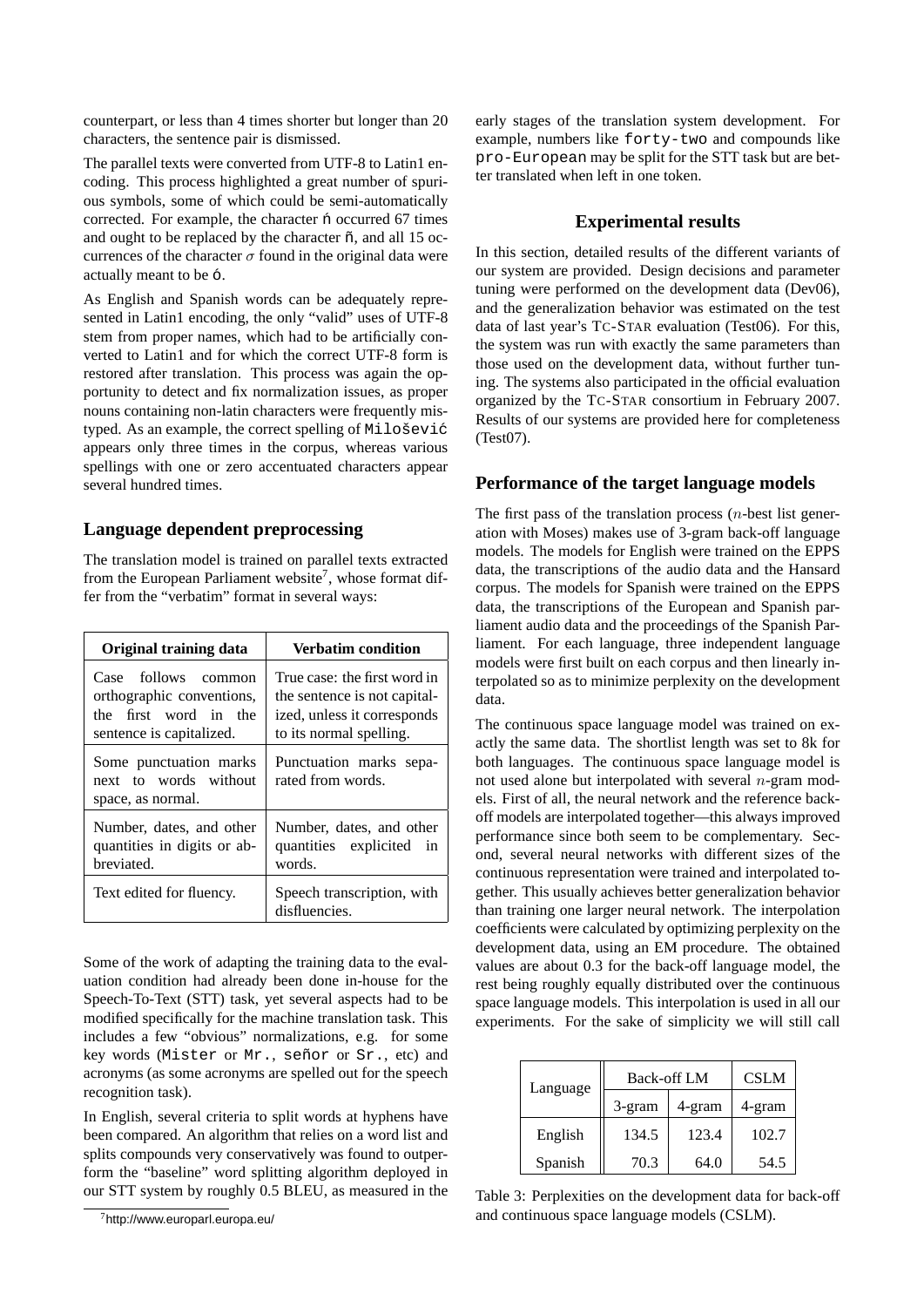counterpart, or less than 4 times shorter but longer than 20 characters, the sentence pair is dismissed.

The parallel texts were converted from UTF-8 to Latin1 encoding. This process highlighted a great number of spurious symbols, some of which could be semi-automatically corrected. For example, the character ń occurred 67 times and ought to be replaced by the character ñ, and all 15 occurrences of the character $\sigma$ found in the original data were actually meant to be ó.

As English and Spanish words can be adequately represented in Latin1 encoding, the only "valid" uses of UTF-8 stem from proper names, which had to be artificially converted to Latin1 and for which the correct UTF-8 form is restored after translation. This process was again the opportunity to detect and fix normalization issues, as proper nouns containing non-latin characters were frequently mistyped. As an example, the correct spelling of `Milošević` appears only three times in the corpus, whereas various spellings with one or zero accentuated characters appear several hundred times.

## Language dependent preprocessing

The translation model is trained on parallel texts extracted from the European Parliament website[7], whose format differ from the "verbatim" format in several ways:

| Original training data | Verbatim condition |
|---|---|
| Case follows common orthographic conventions, the first word in the sentence is capitalized. | True case: the first word in the sentence is not capitalized, unless it corresponds to its normal spelling. |
| Some punctuation marks next to words without space, as normal. | Punctuation marks separated from words. |
| Number, dates, and other quantities in digits or abbreviated. | Number, dates, and other quantities explicited in words. |
| Text edited for fluency. | Speech transcription, with disfluencies. |

Some of the work of adapting the training data to the evaluation condition had already been done in-house for the Speech-To-Text (STT) task, yet several aspects had to be modified specifically for the machine translation task. This includes a few "obvious" normalizations, e.g. for some key words (`Mister` or `Mr.`, `señor` or `Sr.`, etc) and acronyms (as some acronyms are spelled out for the speech recognition task).

In English, several criteria to split words at hyphens have been compared. An algorithm that relies on a word list and splits compounds very conservatively was found to outperform the "baseline" word splitting algorithm deployed in our STT system by roughly 0.5 BLEU, as measured in the early stages of the translation system development. For example, numbers like `forty-two` and compounds like `pro-European` may be split for the STT task but are better translated when left in one token.

[7] http://www.europarl.europa.eu/

## Experimental results

In this section, detailed results of the different variants of our system are provided. Design decisions and parameter tuning were performed on the development data (Dev06), and the generalization behavior was estimated on the test data of last year's TC-STAR evaluation (Test06). For this, the system was run with exactly the same parameters than those used on the development data, without further tuning. The systems also participated in the official evaluation organized by the TC-STAR consortium in February 2007. Results of our systems are provided here for completeness (Test07).

### Performance of the target language models

The first pass of the translation process ($n$-best list generation with Moses) makes use of 3-gram back-off language models. The models for English were trained on the EPPS data, the transcriptions of the audio data and the Hansard corpus. The models for Spanish were trained on the EPPS data, the transcriptions of the European and Spanish parliament audio data and the proceedings of the Spanish Parliament. For each language, three independent language models were first built on each corpus and then linearly interpolated so as to minimize perplexity on the development data.

The continuous space language model was trained on exactly the same data. The shortlist length was set to 8k for both languages. The continuous space language model is not used alone but interpolated with several $n$-gram models. First of all, the neural network and the reference back-off models are interpolated together—this always improved performance since both seem to be complementary. Second, several neural networks with different sizes of the continuous representation were trained and interpolated together. This usually achieves better generalization behavior than training one larger neural network. The interpolation coefficients were calculated by optimizing perplexity on the development data, using an EM procedure. The obtained values are about 0.3 for the back-off language model, the rest being roughly equally distributed over the continuous space language models. This interpolation is used in all our experiments. For the sake of simplicity we will still call

| Language | Back-off LM | | CSLM |
|---|---|---|---|
| | 3-gram | 4-gram | 4-gram |
| English | 134.5 | 123.4 | 102.7 |
| Spanish | 70.3 | 64.0 | 54.5 |

Table 3: Perplexities on the development data for back-off and continuous space language models (CSLM).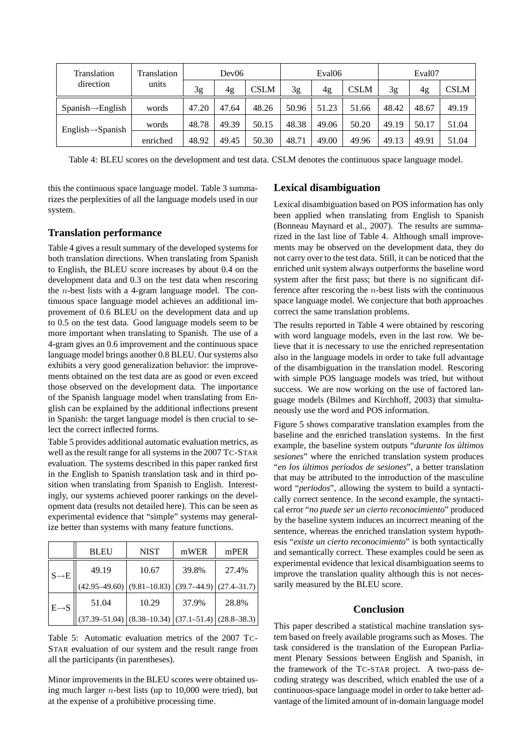| Translation direction | Translation units | Dev06 | | | Eval06 | | | Eval07 | | |
|---|---|---|---|---|---|---|---|---|---|---|
| | | 3g | 4g | CSLM | 3g | 4g | CSLM | 3g | 4g | CSLM |
| Spanish→English | words | 47.20 | 47.64 | 48.26 | 50.96 | 51.23 | 51.66 | 48.42 | 48.67 | 49.19 |
| English→Spanish | words | 48.78 | 49.39 | 50.15 | 48.38 | 49.06 | 50.20 | 49.19 | 50.17 | 51.04 |
| | enriched | 48.92 | 49.45 | 50.30 | 48.71 | 49.00 | 49.96 | 49.13 | 49.91 | 51.04 |

Table 4: BLEU scores on the development and test data. CSLM denotes the continuous space language model.

this the continuous space language model. Table 3 summarizes the perplexities of all the language models used in our system.

## Translation performance

Table 4 gives a result summary of the developed systems for both translation directions. When translating from Spanish to English, the BLEU score increases by about 0.4 on the development data and 0.3 on the test data when rescoring the $n$-best lists with a 4-gram language model. The continuous space language model achieves an additional improvement of 0.6 BLEU on the development data and up to 0.5 on the test data. Good language models seem to be more important when translating to Spanish. The use of a 4-gram gives an 0.6 improvement and the continuous space language model brings another 0.8 BLEU. Our systems also exhibits a very good generalization behavior: the improvements obtained on the test data are as good or even exceed those observed on the development data. The importance of the Spanish language model when translating from English can be explained by the additional inflections present in Spanish: the target language model is then crucial to select the correct inflected forms.

Table 5 provides additional automatic evaluation metrics, as well as the result range for all systems in the 2007 TC-STAR evaluation. The systems described in this paper ranked first in the English to Spanish translation task and in third position when translating from Spanish to English. Interestingly, our systems achieved poorer rankings on the development data (results not detailed here). This can be seen as experimental evidence that "simple" systems may generalize better than systems with many feature functions.

| | BLEU | NIST | mWER | mPER |
|---|---|---|---|---|
| S→E | 49.19 | 10.67 | 39.8% | 27.4% |
| | (42.95–49.60) | (9.81–10.83) | (39.7–44.9) | (27.4–31.7) |
| E→S | 51.04 | 10.29 | 37.9% | 28.8% |
| | (37.39–51.04) | (8.38–10.34) | (37.1–51.4) | (28.8–38.3) |

Table 5: Automatic evaluation metrics of the 2007 TC-STAR evaluation of our system and the result range from all the participants (in parentheses).

Minor improvements in the BLEU scores were obtained using much larger $n$-best lists (up to 10,000 were tried), but at the expense of a prohibitive processing time.

## Lexical disambiguation

Lexical disambiguation based on POS information has only been applied when translating from English to Spanish (Bonneau Maynard et al., 2007). The results are summarized in the last line of Table 4. Although small improvements may be observed on the development data, they do not carry over to the test data. Still, it can be noticed that the enriched unit system always outperforms the baseline word system after the first pass; but there is no significant difference after rescoring the $n$-best lists with the continuous space language model. We conjecture that both approaches correct the same translation problems.

The results reported in Table 4 were obtained by rescoring with word language models, even in the last row. We believe that it is necessary to use the enriched representation also in the language models in order to take full advantage of the disambiguation in the translation model. Rescoring with simple POS language models was tried, but without success. We are now working on the use of factored language models (Bilmes and Kirchhoff, 2003) that simultaneously use the word and POS information.

Figure 5 shows comparative translation examples from the baseline and the enriched translation systems. In the first example, the baseline system outputs "*durante los últimos sesiones*" where the enriched translation system produces "*en los últimos períodos de sesiones*", a better translation that may be attributed to the introduction of the masculine word "*períodos*", allowing the system to build a syntactically correct sentence. In the second example, the syntactical error "*no puede ser un cierto reconocimiento*" produced by the baseline system induces an incorrect meaning of the sentence, whereas the enriched translation system hypothesis "*existe un cierto reconocimiento*" is both syntactically and semantically correct. These examples could be seen as experimental evidence that lexical disambiguation seems to improve the translation quality although this is not necessarily measured by the BLEU score.

## Conclusion

This paper described a statistical machine translation system based on freely available programs such as Moses. The task considered is the translation of the European Parliament Plenary Sessions between English and Spanish, in the framework of the TC-STAR project. A two-pass decoding strategy was described, which enabled the use of a continuous-space language model in order to take better advantage of the limited amount of in-domain language model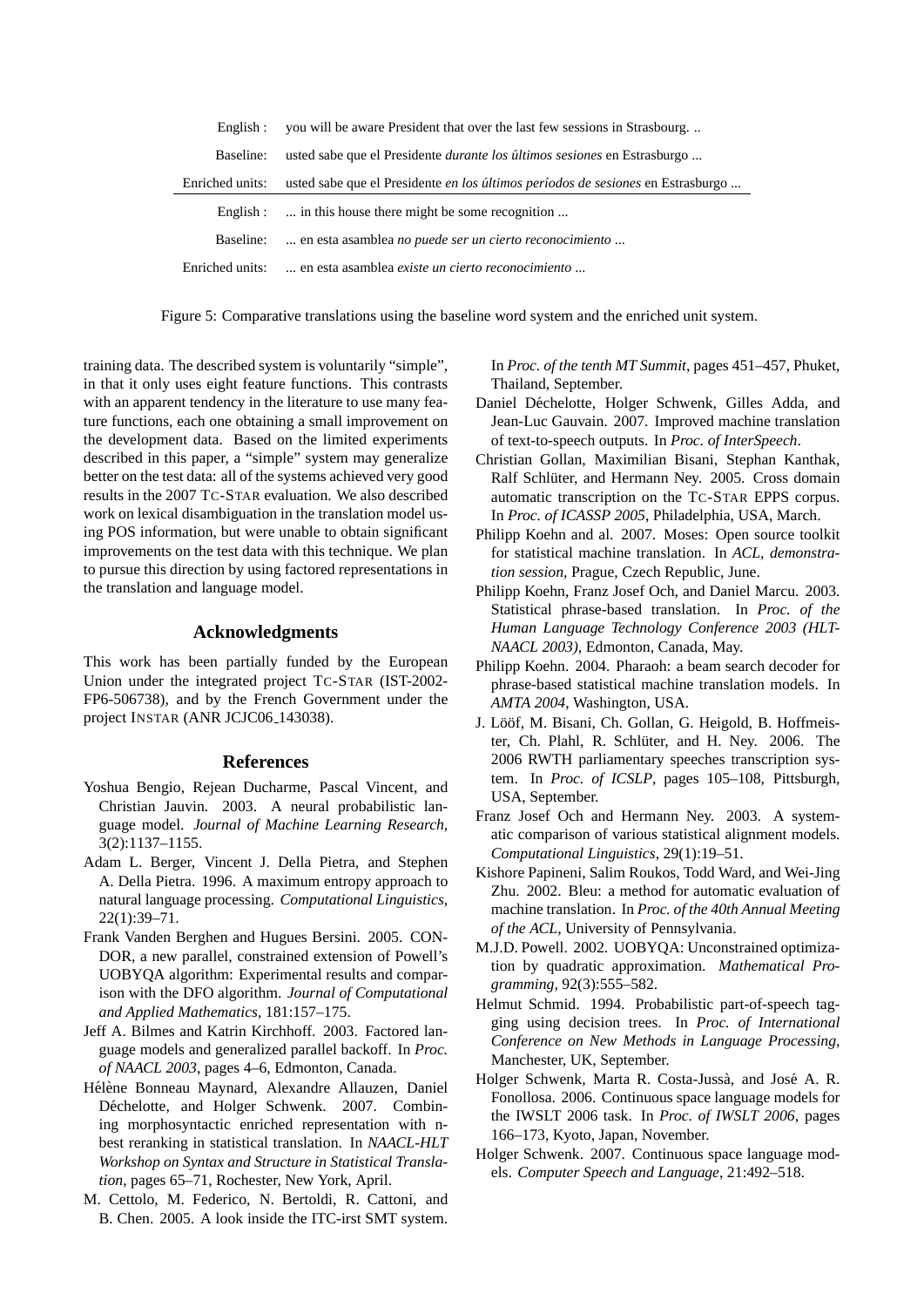| | |
|---|---|
| English : | you will be aware President that over the last few sessions in Strasbourg. .. |
| Baseline: | usted sabe que el Presidente *durante los últimos sesiones* en Estrasburgo ... |
| Enriched units: | usted sabe que el Presidente *en los últimos períodos de sesiones* en Estrasburgo ... |
| English : | ... in this house there might be some recognition ... |
| Baseline: | ... en esta asamblea *no puede ser un cierto reconocimiento* ... |
| Enriched units: | ... en esta asamblea *existe un cierto reconocimiento* ... |

Figure 5: Comparative translations using the baseline word system and the enriched unit system.

training data. The described system is voluntarily "simple", in that it only uses eight feature functions. This contrasts with an apparent tendency in the literature to use many feature functions, each one obtaining a small improvement on the development data. Based on the limited experiments described in this paper, a "simple" system may generalize better on the test data: all of the systems achieved very good results in the 2007 TC-STAR evaluation. We also described work on lexical disambiguation in the translation model using POS information, but were unable to obtain significant improvements on the test data with this technique. We plan to pursue this direction by using factored representations in the translation and language model.

## Acknowledgments

This work has been partially funded by the European Union under the integrated project TC-STAR (IST-2002-FP6-506738), and by the French Government under the project INSTAR (ANR JCJC06_143038).

## References

Yoshua Bengio, Rejean Ducharme, Pascal Vincent, and Christian Jauvin. 2003. A neural probabilistic language model. *Journal of Machine Learning Research*, 3(2):1137–1155.

Adam L. Berger, Vincent J. Della Pietra, and Stephen A. Della Pietra. 1996. A maximum entropy approach to natural language processing. *Computational Linguistics*, 22(1):39–71.

Frank Vanden Berghen and Hugues Bersini. 2005. CONDOR, a new parallel, constrained extension of Powell's UOBYQA algorithm: Experimental results and comparison with the DFO algorithm. *Journal of Computational and Applied Mathematics*, 181:157–175.

Jeff A. Bilmes and Katrin Kirchhoff. 2003. Factored language models and generalized parallel backoff. In *Proc. of NAACL 2003*, pages 4–6, Edmonton, Canada.

Hélène Bonneau Maynard, Alexandre Allauzen, Daniel Déchelotte, and Holger Schwenk. 2007. Combining morphosyntactic enriched representation with n-best reranking in statistical translation. In *NAACL-HLT Workshop on Syntax and Structure in Statistical Translation*, pages 65–71, Rochester, New York, April.

M. Cettolo, M. Federico, N. Bertoldi, R. Cattoni, and B. Chen. 2005. A look inside the ITC-irst SMT system. In *Proc. of the tenth MT Summit*, pages 451–457, Phuket, Thailand, September.

Daniel Déchelotte, Holger Schwenk, Gilles Adda, and Jean-Luc Gauvain. 2007. Improved machine translation of text-to-speech outputs. In *Proc. of InterSpeech*.

Christian Gollan, Maximilian Bisani, Stephan Kanthak, Ralf Schlüter, and Hermann Ney. 2005. Cross domain automatic transcription on the TC-STAR EPPS corpus. In *Proc. of ICASSP 2005*, Philadelphia, USA, March.

Philipp Koehn and al. 2007. Moses: Open source toolkit for statistical machine translation. In *ACL, demonstration session*, Prague, Czech Republic, June.

Philipp Koehn, Franz Josef Och, and Daniel Marcu. 2003. Statistical phrase-based translation. In *Proc. of the Human Language Technology Conference 2003 (HLT-NAACL 2003)*, Edmonton, Canada, May.

Philipp Koehn. 2004. Pharaoh: a beam search decoder for phrase-based statistical machine translation models. In *AMTA 2004*, Washington, USA.

J. Lööf, M. Bisani, Ch. Gollan, G. Heigold, B. Hoffmeister, Ch. Plahl, R. Schlüter, and H. Ney. 2006. The 2006 RWTH parliamentary speeches transcription system. In *Proc. of ICSLP*, pages 105–108, Pittsburgh, USA, September.

Franz Josef Och and Hermann Ney. 2003. A systematic comparison of various statistical alignment models. *Computational Linguistics*, 29(1):19–51.

Kishore Papineni, Salim Roukos, Todd Ward, and Wei-Jing Zhu. 2002. Bleu: a method for automatic evaluation of machine translation. In *Proc. of the 40th Annual Meeting of the ACL*, University of Pennsylvania.

M.J.D. Powell. 2002. UOBYQA: Unconstrained optimization by quadratic approximation. *Mathematical Programming*, 92(3):555–582.

Helmut Schmid. 1994. Probabilistic part-of-speech tagging using decision trees. In *Proc. of International Conference on New Methods in Language Processing*, Manchester, UK, September.

Holger Schwenk, Marta R. Costa-Jussà, and José A. R. Fonollosa. 2006. Continuous space language models for the IWSLT 2006 task. In *Proc. of IWSLT 2006*, pages 166–173, Kyoto, Japan, November.

Holger Schwenk. 2007. Continuous space language models. *Computer Speech and Language*, 21:492–518.